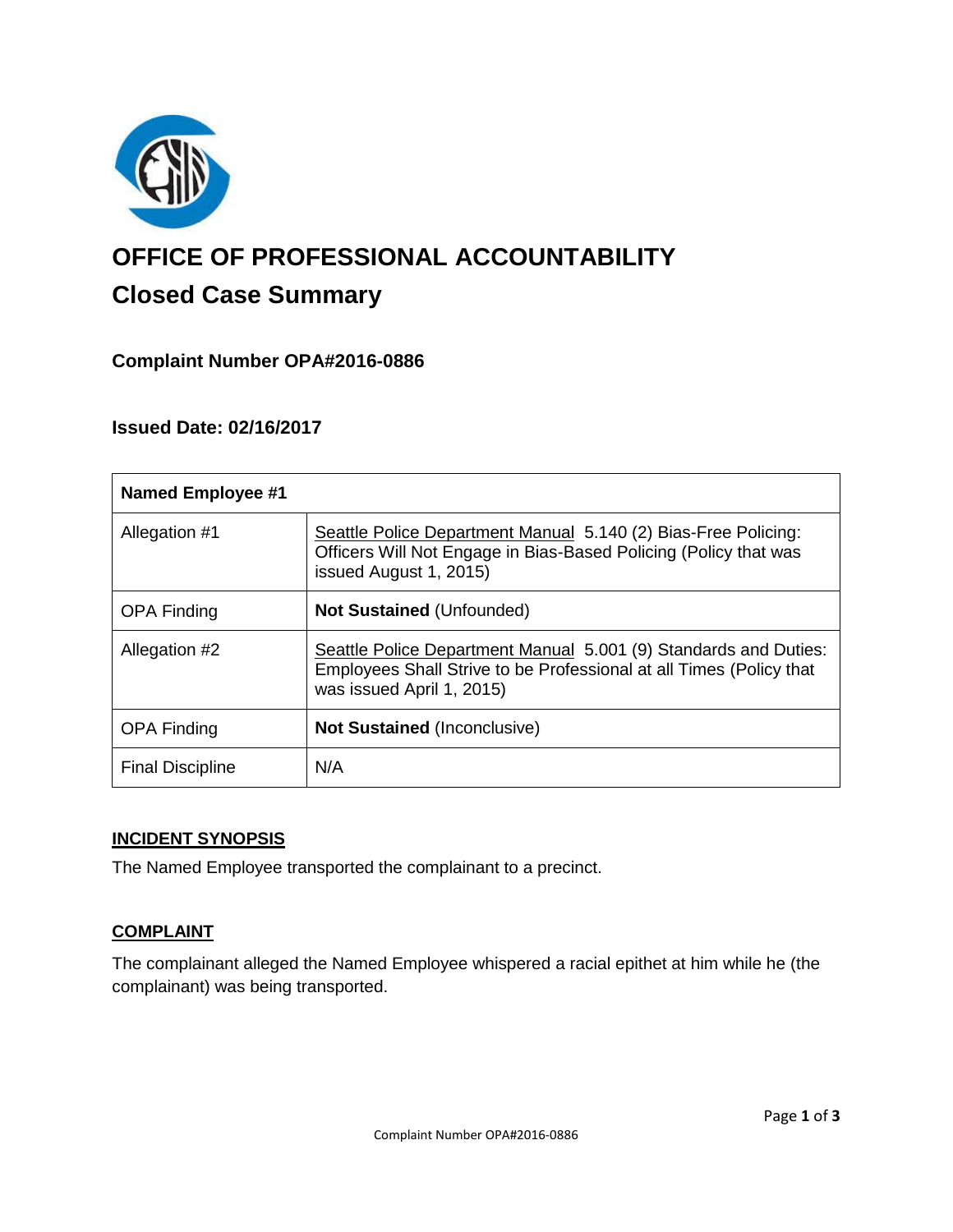# OFFICE OF PROFESSIONAL ACCOUNTABILITY

## Closed Case Summary

### Complaint Number OPA#2016-0886

### Issued Date: 02/16/2017

| Named Employee #1 | |
|---|---|
| Allegation #1 | Seattle Police Department Manual 5.140 (2) Bias-Free Policing: Officers Will Not Engage in Bias-Based Policing (Policy that was issued August 1, 2015) |
| OPA Finding | **Not Sustained** (Unfounded) |
| Allegation #2 | Seattle Police Department Manual 5.001 (9) Standards and Duties: Employees Shall Strive to be Professional at all Times (Policy that was issued April 1, 2015) |
| OPA Finding | **Not Sustained** (Inconclusive) |
| Final Discipline | N/A |

**INCIDENT SYNOPSIS**

The Named Employee transported the complainant to a precinct.

**COMPLAINT**

The complainant alleged the Named Employee whispered a racial epithet at him while he (the complainant) was being transported.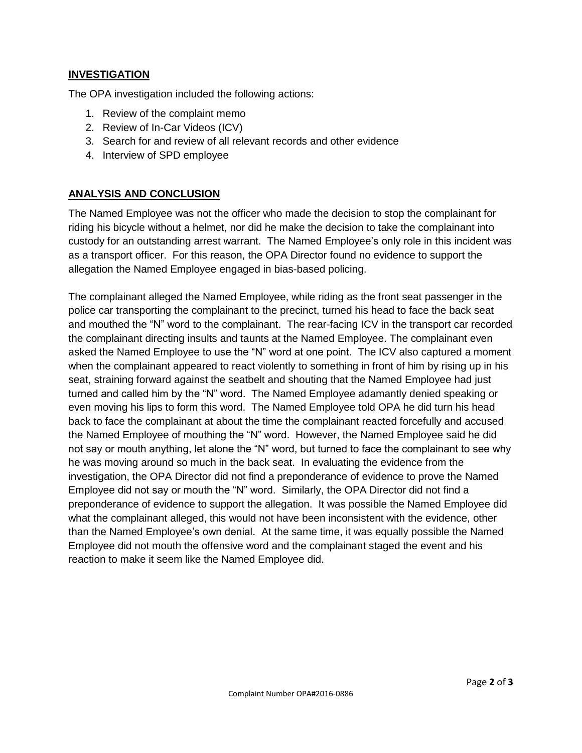## INVESTIGATION

The OPA investigation included the following actions:

1. Review of the complaint memo
2. Review of In-Car Videos (ICV)
3. Search for and review of all relevant records and other evidence
4. Interview of SPD employee

## ANALYSIS AND CONCLUSION

The Named Employee was not the officer who made the decision to stop the complainant for riding his bicycle without a helmet, nor did he make the decision to take the complainant into custody for an outstanding arrest warrant. The Named Employee's only role in this incident was as a transport officer. For this reason, the OPA Director found no evidence to support the allegation the Named Employee engaged in bias-based policing.

The complainant alleged the Named Employee, while riding as the front seat passenger in the police car transporting the complainant to the precinct, turned his head to face the back seat and mouthed the "N" word to the complainant. The rear-facing ICV in the transport car recorded the complainant directing insults and taunts at the Named Employee. The complainant even asked the Named Employee to use the "N" word at one point. The ICV also captured a moment when the complainant appeared to react violently to something in front of him by rising up in his seat, straining forward against the seatbelt and shouting that the Named Employee had just turned and called him by the "N" word. The Named Employee adamantly denied speaking or even moving his lips to form this word. The Named Employee told OPA he did turn his head back to face the complainant at about the time the complainant reacted forcefully and accused the Named Employee of mouthing the "N" word. However, the Named Employee said he did not say or mouth anything, let alone the "N" word, but turned to face the complainant to see why he was moving around so much in the back seat. In evaluating the evidence from the investigation, the OPA Director did not find a preponderance of evidence to prove the Named Employee did not say or mouth the "N" word. Similarly, the OPA Director did not find a preponderance of evidence to support the allegation. It was possible the Named Employee did what the complainant alleged, this would not have been inconsistent with the evidence, other than the Named Employee's own denial. At the same time, it was equally possible the Named Employee did not mouth the offensive word and the complainant staged the event and his reaction to make it seem like the Named Employee did.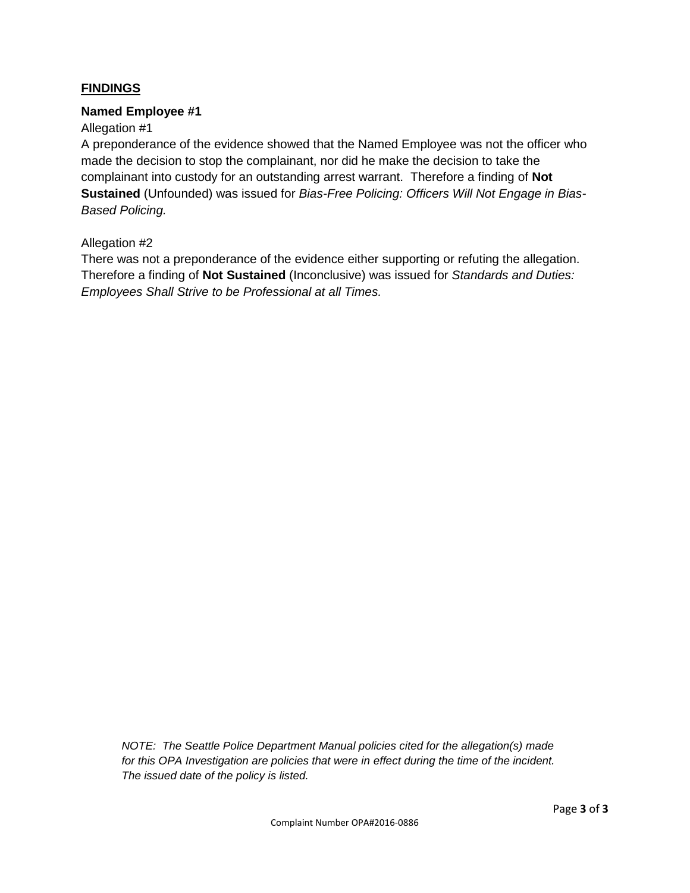## FINDINGS

**Named Employee #1**

Allegation #1

A preponderance of the evidence showed that the Named Employee was not the officer who made the decision to stop the complainant, nor did he make the decision to take the complainant into custody for an outstanding arrest warrant. Therefore a finding of **Not Sustained** (Unfounded) was issued for *Bias-Free Policing: Officers Will Not Engage in Bias-Based Policing.*

Allegation #2

There was not a preponderance of the evidence either supporting or refuting the allegation. Therefore a finding of **Not Sustained** (Inconclusive) was issued for *Standards and Duties: Employees Shall Strive to be Professional at all Times.*

*NOTE: The Seattle Police Department Manual policies cited for the allegation(s) made for this OPA Investigation are policies that were in effect during the time of the incident. The issued date of the policy is listed.*

Complaint Number OPA#2016-0886